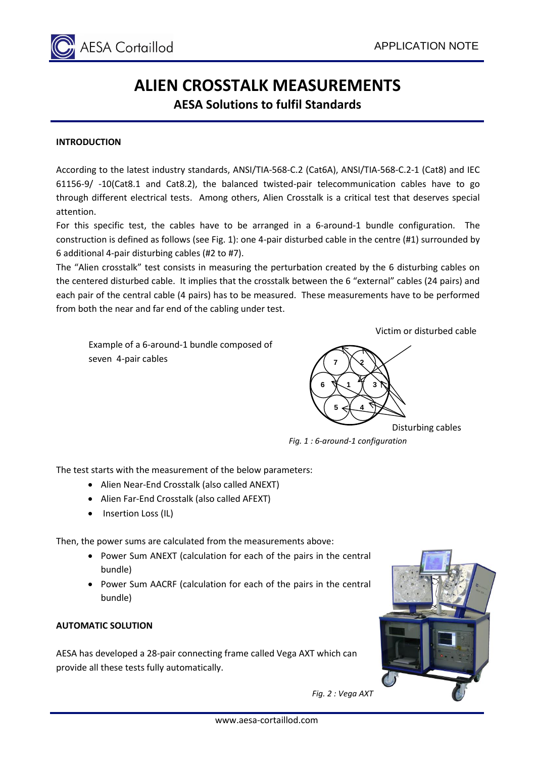# ALIEN CROSSTALK MEASUREMENTS

## AESA Solutions to fulfil Standards

### INTRODUCTION

According to the latest industry standards, ANSI/TIA-568-C.2 (Cat6A), ANSI/TIA-568-C.2-1 (Cat8) and IEC 61156-9/ -10(Cat8.1 and Cat8.2), the balanced twisted-pair telecommunication cables have to go through different electrical tests. Among others, Alien Crosstalk is a critical test that deserves special attention.

For this specific test, the cables have to be arranged in a 6-around-1 bundle configuration. The construction is defined as follows (see Fig. 1): one 4-pair disturbed cable in the centre (#1) surrounded by 6 additional 4-pair disturbing cables (#2 to #7).

The "Alien crosstalk" test consists in measuring the perturbation created by the 6 disturbing cables on the centered disturbed cable. It implies that the crosstalk between the 6 "external" cables (24 pairs) and each pair of the central cable (4 pairs) has to be measured. These measurements have to be performed from both the near and far end of the cabling under test.

Example of a 6-around-1 bundle composed of seven 4-pair cables

Victim or disturbed cable

7
2
6
1
3
5
4

Disturbing cables

*Fig. 1 : 6-around-1 configuration*

The test starts with the measurement of the below parameters:

- Alien Near-End Crosstalk (also called ANEXT)
- Alien Far-End Crosstalk (also called AFEXT)
- Insertion Loss (IL)

Then, the power sums are calculated from the measurements above:

- Power Sum ANEXT (calculation for each of the pairs in the central bundle)
- Power Sum AACRF (calculation for each of the pairs in the central bundle)

### AUTOMATIC SOLUTION

AESA has developed a 28-pair connecting frame called Vega AXT which can provide all these tests fully automatically.

*Fig. 2 : Vega AXT*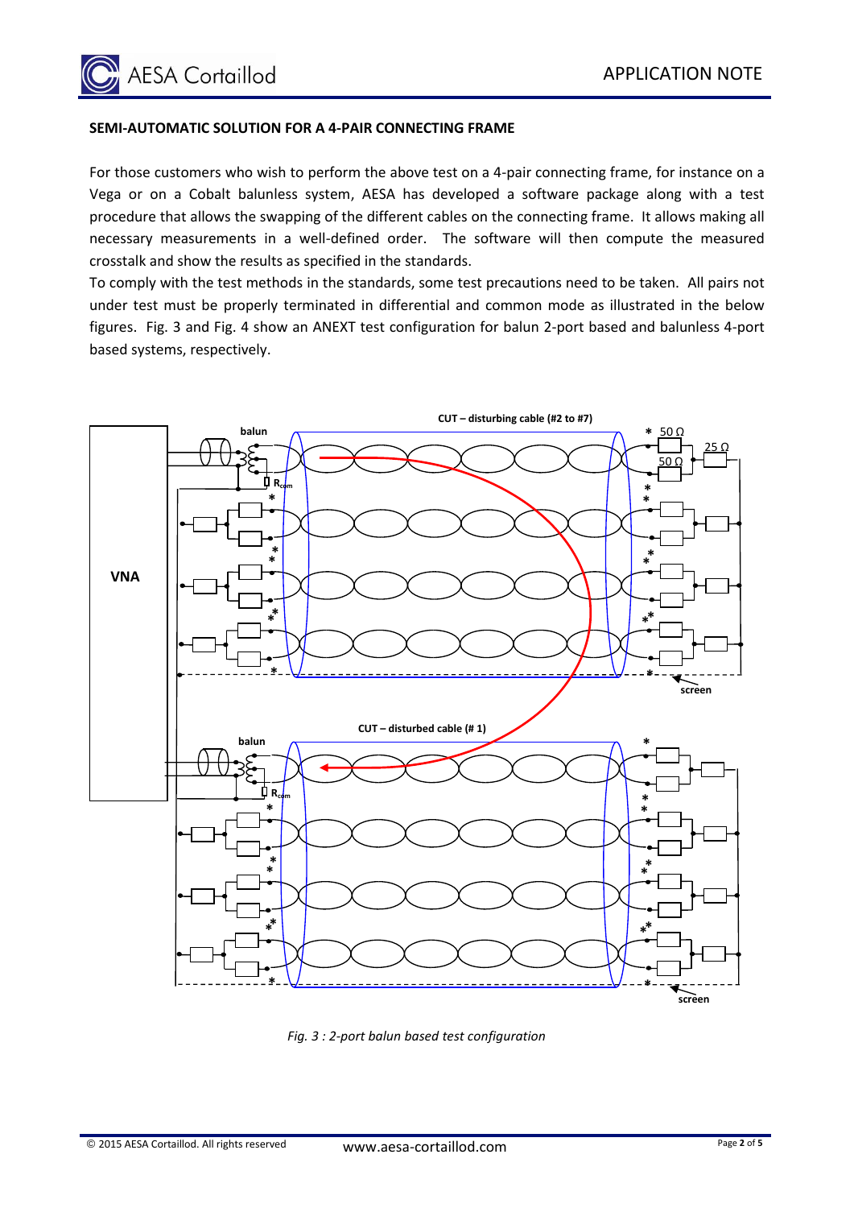**SEMI-AUTOMATIC SOLUTION FOR A 4-PAIR CONNECTING FRAME**

For those customers who wish to perform the above test on a 4-pair connecting frame, for instance on a Vega or on a Cobalt balunless system, AESA has developed a software package along with a test procedure that allows the swapping of the different cables on the connecting frame. It allows making all necessary measurements in a well-defined order. The software will then compute the measured crosstalk and show the results as specified in the standards.

To comply with the test methods in the standards, some test precautions need to be taken. All pairs not under test must be properly terminated in differential and common mode as illustrated in the below figures. Fig. 3 and Fig. 4 show an ANEXT test configuration for balun 2-port based and balunless 4-port based systems, respectively.

CUT – disturbing cable (#2 to #7)

balun

VNA

$R_{com}$

50 Ω

25 Ω

50 Ω

screen

CUT – disturbed cable (# 1)

balun

$R_{com}$

screen

*Fig. 3 : 2-port balun based test configuration*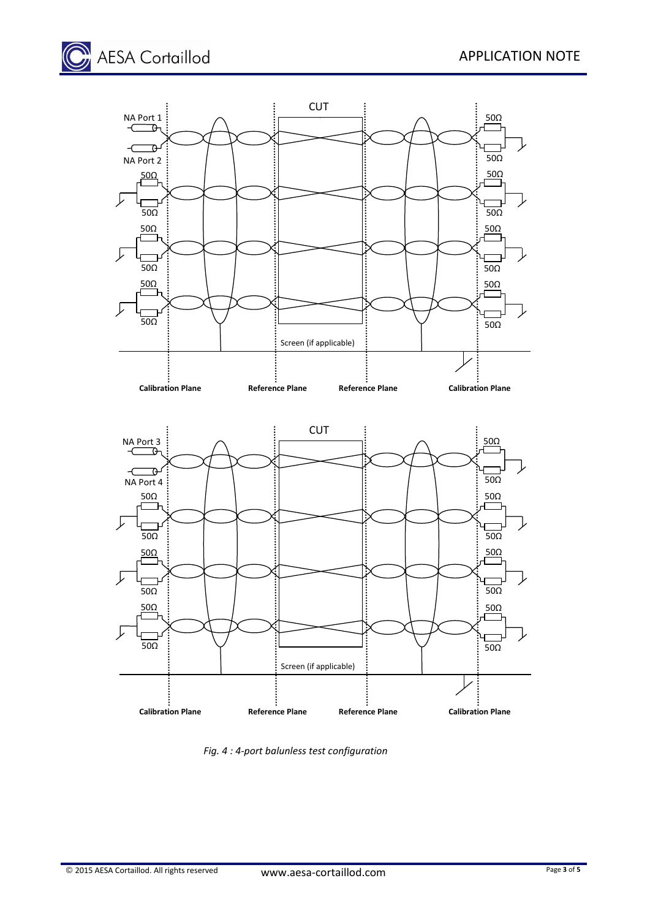CUT

NA Port 1

NA Port 2

50Ω

Screen (if applicable)

Calibration Plane

Reference Plane

Reference Plane

Calibration Plane

CUT

NA Port 3

NA Port 4

50Ω

Screen (if applicable)

Calibration Plane

Reference Plane

Reference Plane

Calibration Plane

*Fig. 4 : 4-port balunless test configuration*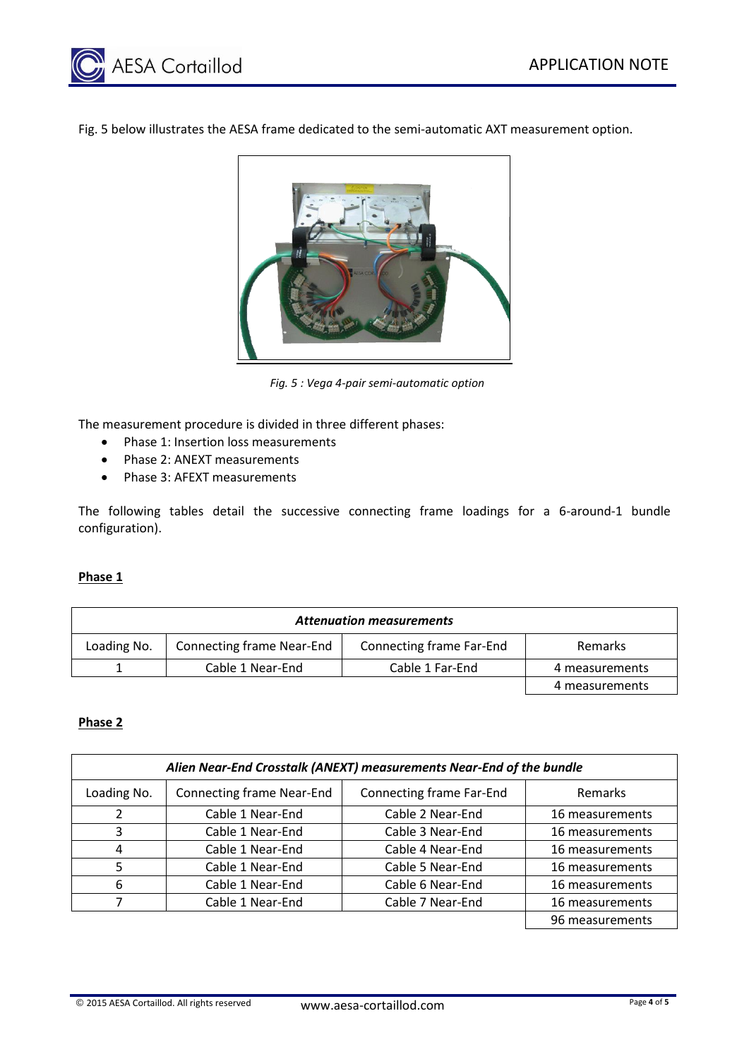Fig. 5 below illustrates the AESA frame dedicated to the semi-automatic AXT measurement option.

*Fig. 5 : Vega 4-pair semi-automatic option*

The measurement procedure is divided in three different phases:

- Phase 1: Insertion loss measurements
- Phase 2: ANEXT measurements
- Phase 3: AFEXT measurements

The following tables detail the successive connecting frame loadings for a 6-around-1 bundle configuration).

**Phase 1**

| ***Attenuation measurements*** | | | |
|---|---|---|---|
| Loading No. | Connecting frame Near-End | Connecting frame Far-End | Remarks |
| 1 | Cable 1 Near-End | Cable 1 Far-End | 4 measurements |
| | | | 4 measurements |

**Phase 2**

| ***Alien Near-End Crosstalk (ANEXT) measurements Near-End of the bundle*** | | | |
|---|---|---|---|
| Loading No. | Connecting frame Near-End | Connecting frame Far-End | Remarks |
| 2 | Cable 1 Near-End | Cable 2 Near-End | 16 measurements |
| 3 | Cable 1 Near-End | Cable 3 Near-End | 16 measurements |
| 4 | Cable 1 Near-End | Cable 4 Near-End | 16 measurements |
| 5 | Cable 1 Near-End | Cable 5 Near-End | 16 measurements |
| 6 | Cable 1 Near-End | Cable 6 Near-End | 16 measurements |
| 7 | Cable 1 Near-End | Cable 7 Near-End | 16 measurements |
| | | | 96 measurements |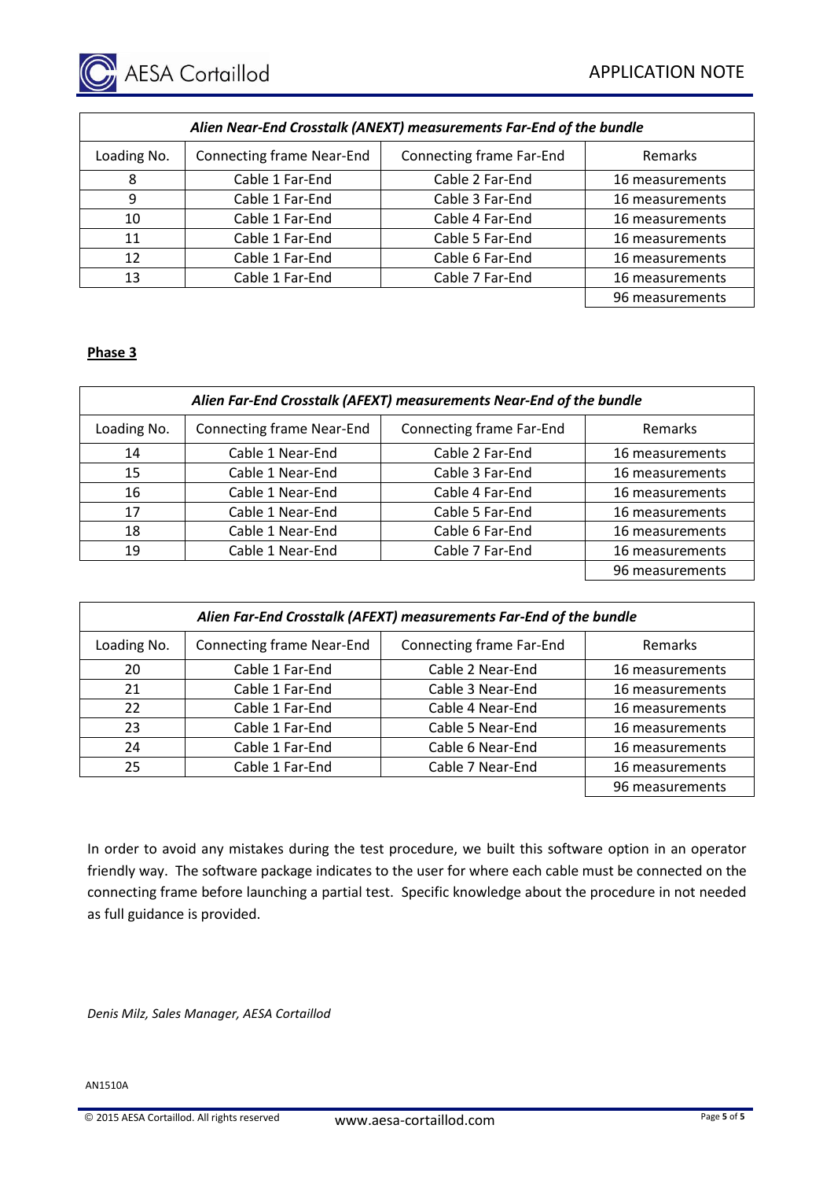| Alien Near-End Crosstalk (ANEXT) measurements Far-End of the bundle | | | |
|---|---|---|---|
| Loading No. | Connecting frame Near-End | Connecting frame Far-End | Remarks |
| 8 | Cable 1 Far-End | Cable 2 Far-End | 16 measurements |
| 9 | Cable 1 Far-End | Cable 3 Far-End | 16 measurements |
| 10 | Cable 1 Far-End | Cable 4 Far-End | 16 measurements |
| 11 | Cable 1 Far-End | Cable 5 Far-End | 16 measurements |
| 12 | Cable 1 Far-End | Cable 6 Far-End | 16 measurements |
| 13 | Cable 1 Far-End | Cable 7 Far-End | 16 measurements |
| | | | 96 measurements |

**Phase 3**

| Alien Far-End Crosstalk (AFEXT) measurements Near-End of the bundle | | | |
|---|---|---|---|
| Loading No. | Connecting frame Near-End | Connecting frame Far-End | Remarks |
| 14 | Cable 1 Near-End | Cable 2 Far-End | 16 measurements |
| 15 | Cable 1 Near-End | Cable 3 Far-End | 16 measurements |
| 16 | Cable 1 Near-End | Cable 4 Far-End | 16 measurements |
| 17 | Cable 1 Near-End | Cable 5 Far-End | 16 measurements |
| 18 | Cable 1 Near-End | Cable 6 Far-End | 16 measurements |
| 19 | Cable 1 Near-End | Cable 7 Far-End | 16 measurements |
| | | | 96 measurements |

| Alien Far-End Crosstalk (AFEXT) measurements Far-End of the bundle | | | |
|---|---|---|---|
| Loading No. | Connecting frame Near-End | Connecting frame Far-End | Remarks |
| 20 | Cable 1 Far-End | Cable 2 Near-End | 16 measurements |
| 21 | Cable 1 Far-End | Cable 3 Near-End | 16 measurements |
| 22 | Cable 1 Far-End | Cable 4 Near-End | 16 measurements |
| 23 | Cable 1 Far-End | Cable 5 Near-End | 16 measurements |
| 24 | Cable 1 Far-End | Cable 6 Near-End | 16 measurements |
| 25 | Cable 1 Far-End | Cable 7 Near-End | 16 measurements |
| | | | 96 measurements |

In order to avoid any mistakes during the test procedure, we built this software option in an operator friendly way. The software package indicates to the user for where each cable must be connected on the connecting frame before launching a partial test. Specific knowledge about the procedure in not needed as full guidance is provided.

*Denis Milz, Sales Manager, AESA Cortaillod*

AN1510A